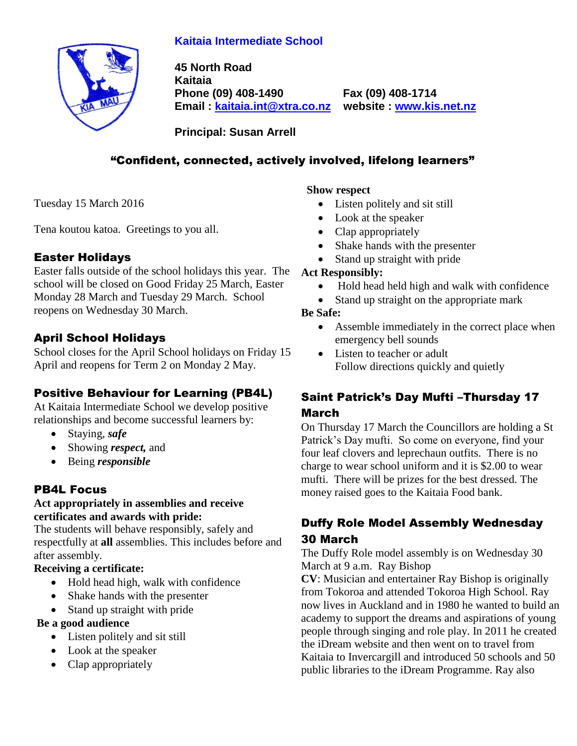**Kaitaia Intermediate School**

**45 North Road**
**Kaitaia**
**Phone (09) 408-1490** **Fax (09) 408-1714**
**Email : kaitaia.int@xtra.co.nz** **website : www.kis.net.nz**

**Principal: Susan Arrell**

**"Confident, connected, actively involved, lifelong learners"**

Tuesday 15 March 2016

Tena koutou katoa. Greetings to you all.

## Easter Holidays

Easter falls outside of the school holidays this year. The school will be closed on Good Friday 25 March, Easter Monday 28 March and Tuesday 29 March. School reopens on Wednesday 30 March.

## April School Holidays

School closes for the April School holidays on Friday 15 April and reopens for Term 2 on Monday 2 May.

## Positive Behaviour for Learning (PB4L)

At Kaitaia Intermediate School we develop positive relationships and become successful learners by:

- Staying, ***safe***
- Showing ***respect,*** and
- Being ***responsible***

## PB4L Focus

**Act appropriately in assemblies and receive certificates and awards with pride:**
The students will behave responsibly, safely and respectfully at **all** assemblies. This includes before and after assembly.

**Receiving a certificate:**

- Hold head high, walk with confidence
- Shake hands with the presenter
- Stand up straight with pride

**Be a good audience**

- Listen politely and sit still
- Look at the speaker
- Clap appropriately

**Show respect**

- Listen politely and sit still
- Look at the speaker
- Clap appropriately
- Shake hands with the presenter
- Stand up straight with pride

**Act Responsibly:**

- Hold head held high and walk with confidence
- Stand up straight on the appropriate mark

**Be Safe:**

- Assemble immediately in the correct place when emergency bell sounds
- Listen to teacher or adult
  Follow directions quickly and quietly

## Saint Patrick's Day Mufti –Thursday 17 March

On Thursday 17 March the Councillors are holding a St Patrick's Day mufti. So come on everyone, find your four leaf clovers and leprechaun outfits. There is no charge to wear school uniform and it is $2.00 to wear mufti. There will be prizes for the best dressed. The money raised goes to the Kaitaia Food bank.

## Duffy Role Model Assembly Wednesday 30 March

The Duffy Role model assembly is on Wednesday 30 March at 9 a.m. Ray Bishop
**CV**: Musician and entertainer Ray Bishop is originally from Tokoroa and attended Tokoroa High School. Ray now lives in Auckland and in 1980 he wanted to build an academy to support the dreams and aspirations of young people through singing and role play. In 2011 he created the iDream website and then went on to travel from Kaitaia to Invercargill and introduced 50 schools and 50 public libraries to the iDream Programme. Ray also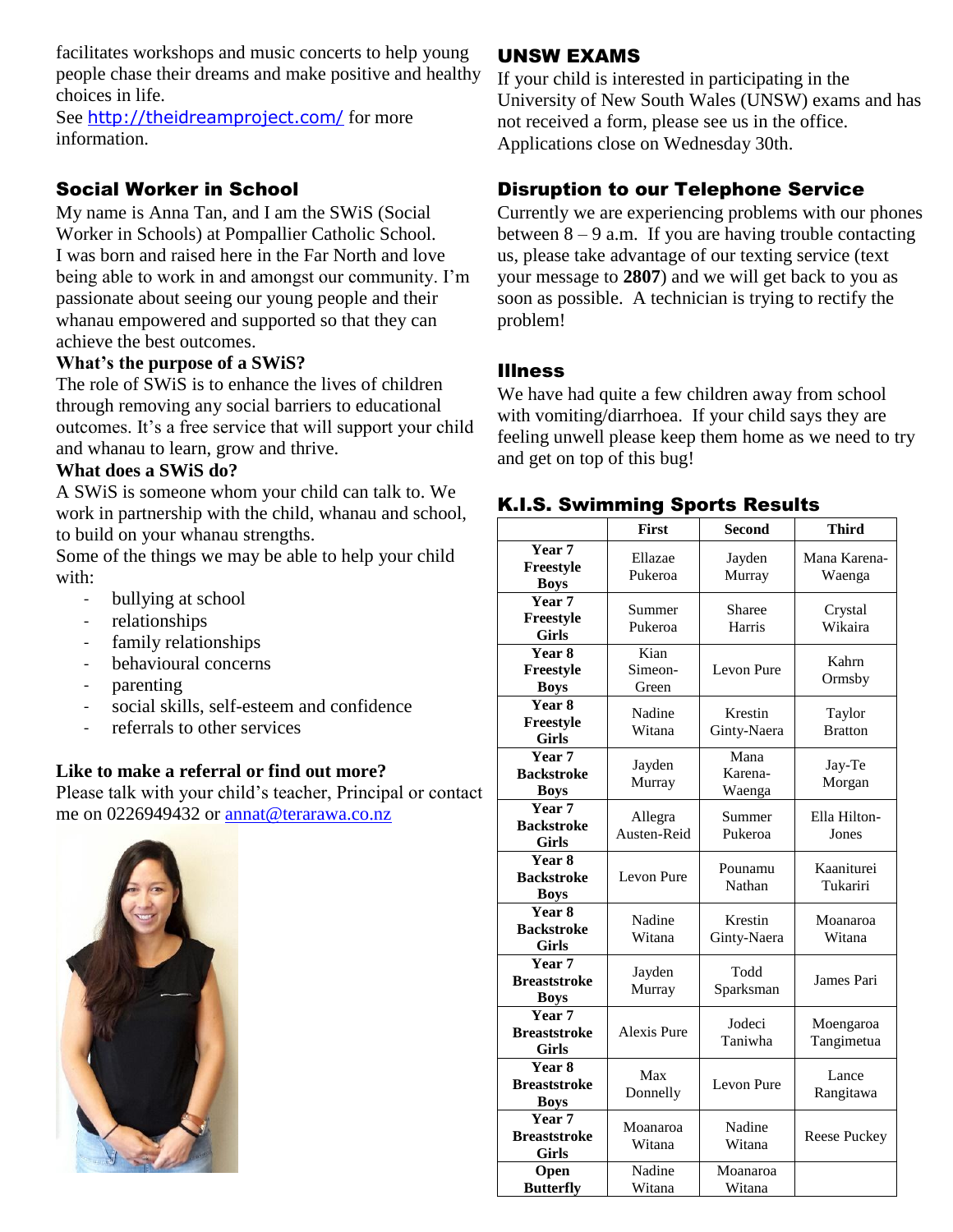facilitates workshops and music concerts to help young people chase their dreams and make positive and healthy choices in life.
See http://theidreamproject.com/ for more information.

## Social Worker in School

My name is Anna Tan, and I am the SWiS (Social Worker in Schools) at Pompallier Catholic School. I was born and raised here in the Far North and love being able to work in and amongst our community. I'm passionate about seeing our young people and their whanau empowered and supported so that they can achieve the best outcomes.

**What's the purpose of a SWiS?**

The role of SWiS is to enhance the lives of children through removing any social barriers to educational outcomes. It's a free service that will support your child and whanau to learn, grow and thrive.

**What does a SWiS do?**

A SWiS is someone whom your child can talk to. We work in partnership with the child, whanau and school, to build on your whanau strengths.
Some of the things we may be able to help your child with:

- bullying at school
- relationships
- family relationships
- behavioural concerns
- parenting
- social skills, self-esteem and confidence
- referrals to other services

**Like to make a referral or find out more?**

Please talk with your child's teacher, Principal or contact me on 0226949432 or annat@terarawa.co.nz

## UNSW EXAMS

If your child is interested in participating in the University of New South Wales (UNSW) exams and has not received a form, please see us in the office. Applications close on Wednesday 30th.

## Disruption to our Telephone Service

Currently we are experiencing problems with our phones between 8 – 9 a.m. If you are having trouble contacting us, please take advantage of our texting service (text your message to **2807**) and we will get back to you as soon as possible. A technician is trying to rectify the problem!

## Illness

We have had quite a few children away from school with vomiting/diarrhoea. If your child says they are feeling unwell please keep them home as we need to try and get on top of this bug!

## K.I.S. Swimming Sports Results

| | First | Second | Third |
|---|---|---|---|
| **Year 7 Freestyle Boys** | Ellazae Pukeroa | Jayden Murray | Mana Karena-Waenga |
| **Year 7 Freestyle Girls** | Summer Pukeroa | Sharee Harris | Crystal Wikaira |
| **Year 8 Freestyle Boys** | Kian Simeon-Green | Levon Pure | Kahrn Ormsby |
| **Year 8 Freestyle Girls** | Nadine Witana | Krestin Ginty-Naera | Taylor Bratton |
| **Year 7 Backstroke Boys** | Jayden Murray | Mana Karena-Waenga | Jay-Te Morgan |
| **Year 7 Backstroke Girls** | Allegra Austen-Reid | Summer Pukeroa | Ella Hilton-Jones |
| **Year 8 Backstroke Boys** | Levon Pure | Pounamu Nathan | Kaaniturei Tukariri |
| **Year 8 Backstroke Girls** | Nadine Witana | Krestin Ginty-Naera | Moanaroa Witana |
| **Year 7 Breaststroke Boys** | Jayden Murray | Todd Sparksman | James Pari |
| **Year 7 Breaststroke Girls** | Alexis Pure | Jodeci Taniwha | Moengaroa Tangimetua |
| **Year 8 Breaststroke Boys** | Max Donnelly | Levon Pure | Lance Rangitawa |
| **Year 7 Breaststroke Girls** | Moanaroa Witana | Nadine Witana | Reese Puckey |
| **Open Butterfly** | Nadine Witana | Moanaroa Witana | |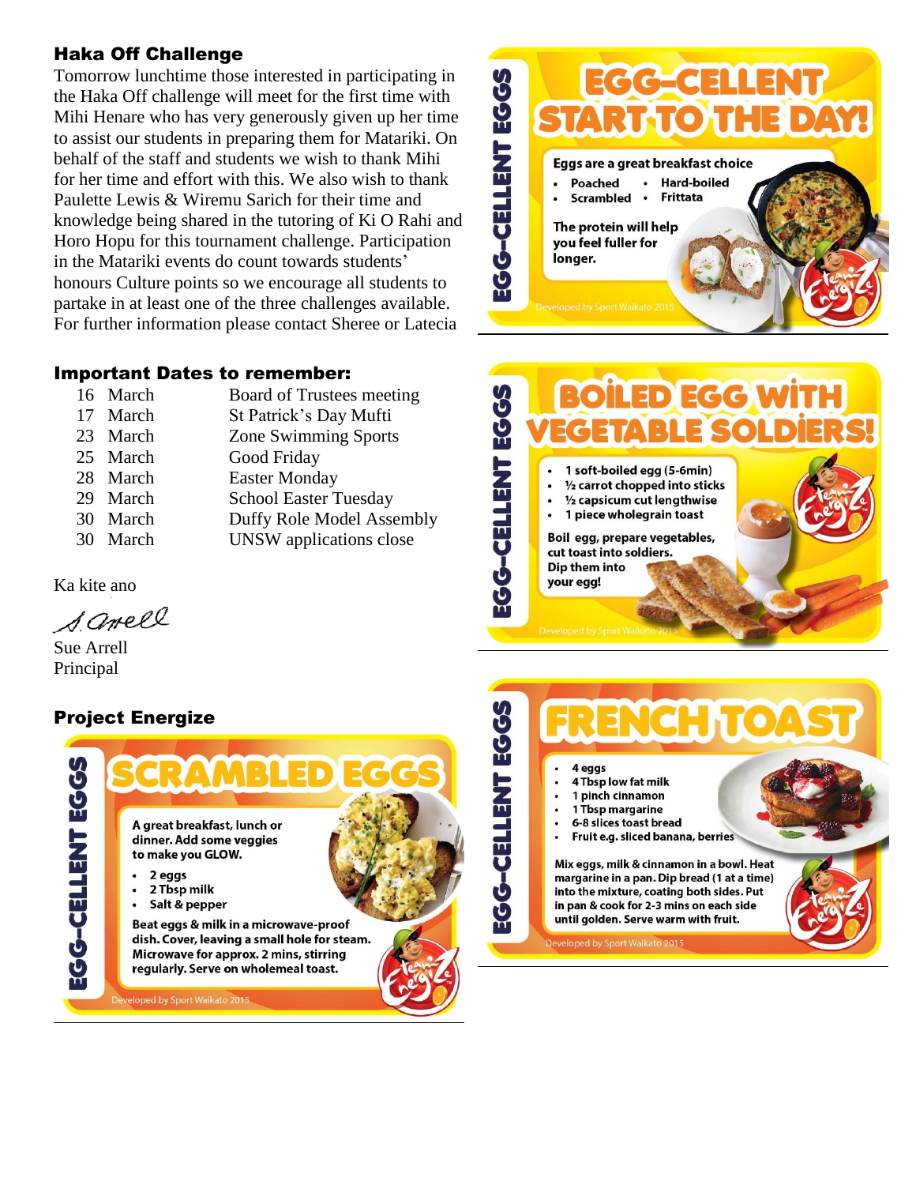## Haka Off Challenge

Tomorrow lunchtime those interested in participating in the Haka Off challenge will meet for the first time with Mihi Henare who has very generously given up her time to assist our students in preparing them for Matariki. On behalf of the staff and students we wish to thank Mihi for her time and effort with this. We also wish to thank Paulette Lewis & Wiremu Sarich for their time and knowledge being shared in the tutoring of Ki O Rahi and Horo Hopu for this tournament challenge. Participation in the Matariki events do count towards students' honours Culture points so we encourage all students to partake in at least one of the three challenges available. For further information please contact Sheree or Latecia

## Important Dates to remember:

| | |
|---|---|
| 16 March | Board of Trustees meeting |
| 17 March | St Patrick's Day Mufti |
| 23 March | Zone Swimming Sports |
| 25 March | Good Friday |
| 28 March | Easter Monday |
| 29 March | School Easter Tuesday |
| 30 March | Duffy Role Model Assembly |
| 30 March | UNSW applications close |

Ka kite ano

S Arell

Sue Arell
Principal

## Project Energize

EGG-CELLENT EGGS

### SCRAMBLED EGGS

A great breakfast, lunch or dinner. Add some veggies to make you GLOW.

- 2 eggs
- 2 Tbsp milk
- Salt & pepper

Beat eggs & milk in a microwave-proof dish. Cover, leaving a small hole for steam. Microwave for approx. 2 mins, stirring regularly. Serve on wholemeal toast.

Developed by Sport Waikato 2015

EGG-CELLENT EGGS

### EGG-CELLENT START TO THE DAY!

Eggs are a great breakfast choice

- Poached
- Hard-boiled
- Scrambled
- Frittata

The protein will help you feel fuller for longer.

Developed by Sport Waikato 2015

EGG-CELLENT EGGS

### BOILED EGG WITH VEGETABLE SOLDIERS!

- 1 soft-boiled egg (5-6min)
- ½ carrot chopped into sticks
- ½ capsicum cut lengthwise
- 1 piece wholegrain toast

Boil egg, prepare vegetables, cut toast into soldiers. Dip them into your egg!

Developed by Sport Waikato 2015

EGG-CELLENT EGGS

### FRENCH TOAST

- 4 eggs
- 4 Tbsp low fat milk
- 1 pinch cinnamon
- 1 Tbsp margarine
- 6-8 slices toast bread
- Fruit e.g. sliced banana, berries

Mix eggs, milk & cinnamon in a bowl. Heat margarine in a pan. Dip bread (1 at a time) into the mixture, coating both sides. Put in pan & cook for 2-3 mins on each side until golden. Serve warm with fruit.

Developed by Sport Waikato 2015